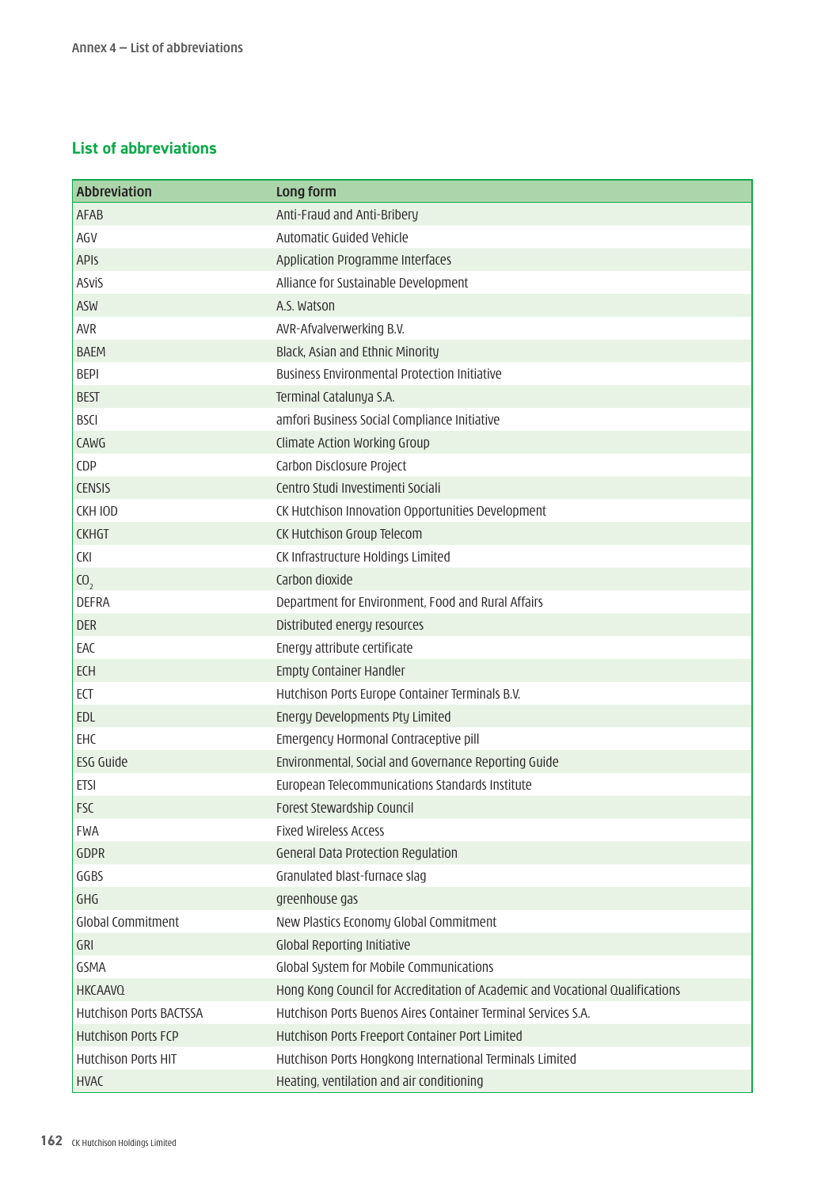## List of abbreviations

| Abbreviation | Long form |
|---|---|
| AFAB | Anti-Fraud and Anti-Bribery |
| AGV | Automatic Guided Vehicle |
| APIs | Application Programme Interfaces |
| ASviS | Alliance for Sustainable Development |
| ASW | A.S. Watson |
| AVR | AVR-Afvalverwerking B.V. |
| BAEM | Black, Asian and Ethnic Minority |
| BEPI | Business Environmental Protection Initiative |
| BEST | Terminal Catalunya S.A. |
| BSCI | amfori Business Social Compliance Initiative |
| CAWG | Climate Action Working Group |
| CDP | Carbon Disclosure Project |
| CENSIS | Centro Studi Investimenti Sociali |
| CKH IOD | CK Hutchison Innovation Opportunities Development |
| CKHGT | CK Hutchison Group Telecom |
| CKI | CK Infrastructure Holdings Limited |
| $CO_2$ | Carbon dioxide |
| DEFRA | Department for Environment, Food and Rural Affairs |
| DER | Distributed energy resources |
| EAC | Energy attribute certificate |
| ECH | Empty Container Handler |
| ECT | Hutchison Ports Europe Container Terminals B.V. |
| EDL | Energy Developments Pty Limited |
| EHC | Emergency Hormonal Contraceptive pill |
| ESG Guide | Environmental, Social and Governance Reporting Guide |
| ETSI | European Telecommunications Standards Institute |
| FSC | Forest Stewardship Council |
| FWA | Fixed Wireless Access |
| GDPR | General Data Protection Regulation |
| GGBS | Granulated blast-furnace slag |
| GHG | greenhouse gas |
| Global Commitment | New Plastics Economy Global Commitment |
| GRI | Global Reporting Initiative |
| GSMA | Global System for Mobile Communications |
| HKCAAVQ | Hong Kong Council for Accreditation of Academic and Vocational Qualifications |
| Hutchison Ports BACTSSA | Hutchison Ports Buenos Aires Container Terminal Services S.A. |
| Hutchison Ports FCP | Hutchison Ports Freeport Container Port Limited |
| Hutchison Ports HIT | Hutchison Ports Hongkong International Terminals Limited |
| HVAC | Heating, ventilation and air conditioning |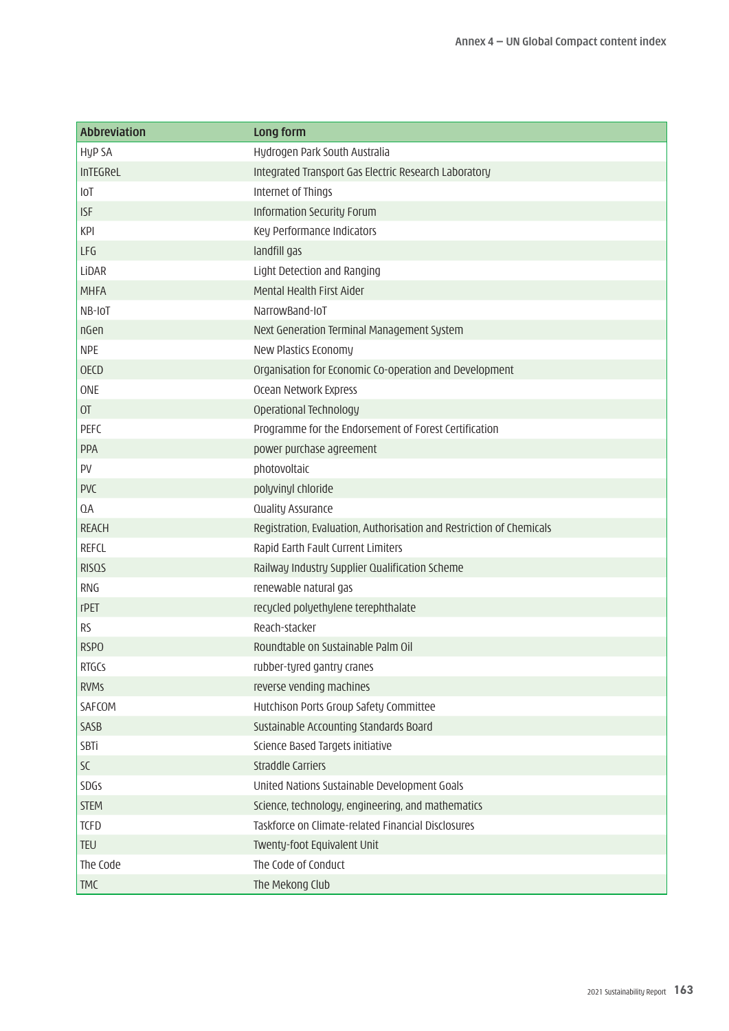| Abbreviation | Long form |
|---|---|
| HyP SA | Hydrogen Park South Australia |
| InTEGReL | Integrated Transport Gas Electric Research Laboratory |
| IoT | Internet of Things |
| ISF | Information Security Forum |
| KPI | Key Performance Indicators |
| LFG | landfill gas |
| LiDAR | Light Detection and Ranging |
| MHFA | Mental Health First Aider |
| NB-IoT | NarrowBand-IoT |
| nGen | Next Generation Terminal Management System |
| NPE | New Plastics Economy |
| OECD | Organisation for Economic Co-operation and Development |
| ONE | Ocean Network Express |
| OT | Operational Technology |
| PEFC | Programme for the Endorsement of Forest Certification |
| PPA | power purchase agreement |
| PV | photovoltaic |
| PVC | polyvinyl chloride |
| QA | Quality Assurance |
| REACH | Registration, Evaluation, Authorisation and Restriction of Chemicals |
| REFCL | Rapid Earth Fault Current Limiters |
| RISQS | Railway Industry Supplier Qualification Scheme |
| RNG | renewable natural gas |
| rPET | recycled polyethylene terephthalate |
| RS | Reach-stacker |
| RSPO | Roundtable on Sustainable Palm Oil |
| RTGCs | rubber-tyred gantry cranes |
| RVMs | reverse vending machines |
| SAFCOM | Hutchison Ports Group Safety Committee |
| SASB | Sustainable Accounting Standards Board |
| SBTi | Science Based Targets initiative |
| SC | Straddle Carriers |
| SDGs | United Nations Sustainable Development Goals |
| STEM | Science, technology, engineering, and mathematics |
| TCFD | Taskforce on Climate-related Financial Disclosures |
| TEU | Twenty-foot Equivalent Unit |
| The Code | The Code of Conduct |
| TMC | The Mekong Club |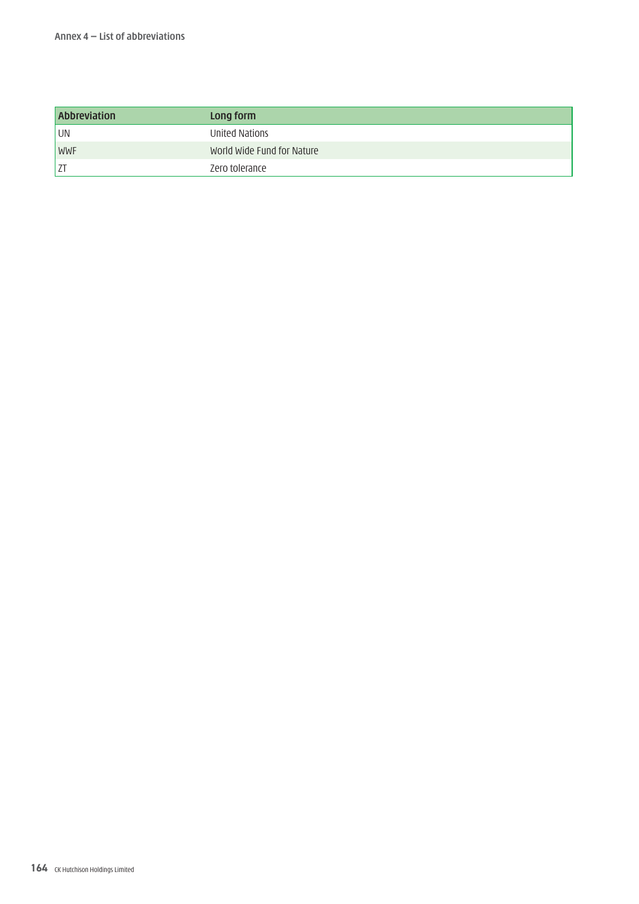| Abbreviation | Long form |
| --- | --- |
| UN | United Nations |
| WWF | World Wide Fund for Nature |
| ZT | Zero tolerance |